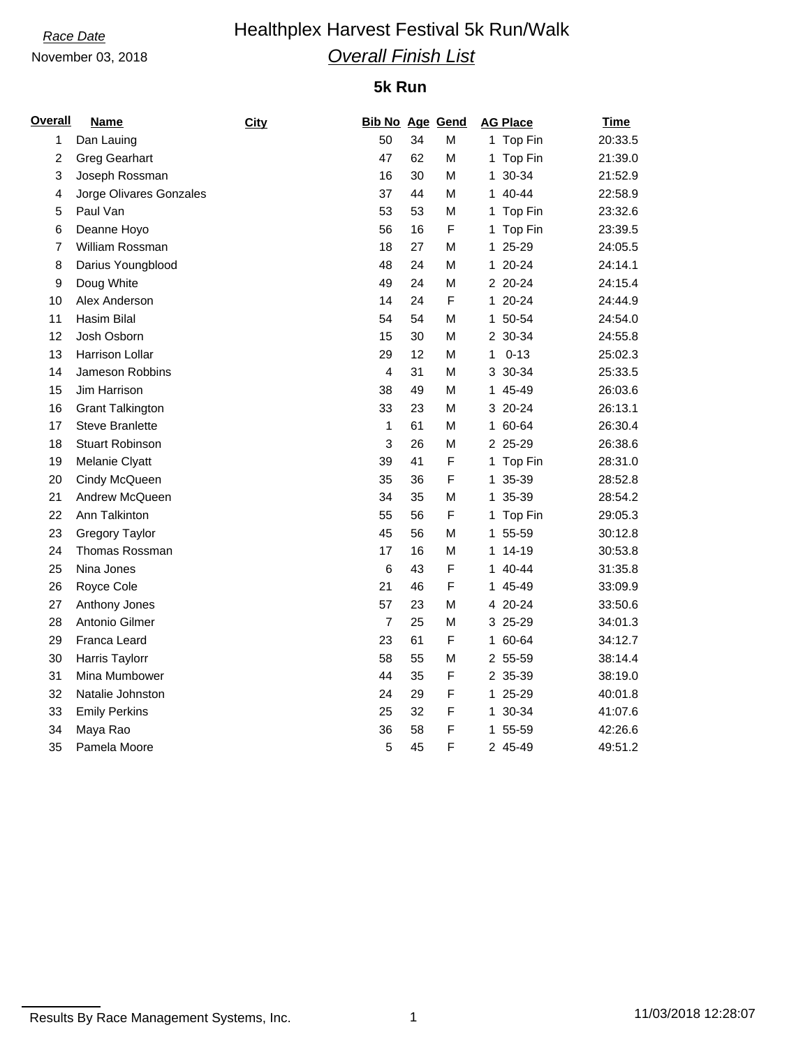*Race Date*

November 03, 2018

# Healthplex Harvest Festival 5k Run/Walk

## *Overall Finish List*

### 5k Run

| Overall | Name | City | Bib No | Age | Gend | AG Place | Time |
|---|---|---|---|---|---|---|---|
| 1 | Dan Lauing | | 50 | 34 | M | 1 Top Fin | 20:33.5 |
| 2 | Greg Gearhart | | 47 | 62 | M | 1 Top Fin | 21:39.0 |
| 3 | Joseph Rossman | | 16 | 30 | M | 1 30-34 | 21:52.9 |
| 4 | Jorge Olivares Gonzales | | 37 | 44 | M | 1 40-44 | 22:58.9 |
| 5 | Paul Van | | 53 | 53 | M | 1 Top Fin | 23:32.6 |
| 6 | Deanne Hoyo | | 56 | 16 | F | 1 Top Fin | 23:39.5 |
| 7 | William Rossman | | 18 | 27 | M | 1 25-29 | 24:05.5 |
| 8 | Darius Youngblood | | 48 | 24 | M | 1 20-24 | 24:14.1 |
| 9 | Doug White | | 49 | 24 | M | 2 20-24 | 24:15.4 |
| 10 | Alex Anderson | | 14 | 24 | F | 1 20-24 | 24:44.9 |
| 11 | Hasim Bilal | | 54 | 54 | M | 1 50-54 | 24:54.0 |
| 12 | Josh Osborn | | 15 | 30 | M | 2 30-34 | 24:55.8 |
| 13 | Harrison Lollar | | 29 | 12 | M | 1 0-13 | 25:02.3 |
| 14 | Jameson Robbins | | 4 | 31 | M | 3 30-34 | 25:33.5 |
| 15 | Jim Harrison | | 38 | 49 | M | 1 45-49 | 26:03.6 |
| 16 | Grant Talkington | | 33 | 23 | M | 3 20-24 | 26:13.1 |
| 17 | Steve Branlette | | 1 | 61 | M | 1 60-64 | 26:30.4 |
| 18 | Stuart Robinson | | 3 | 26 | M | 2 25-29 | 26:38.6 |
| 19 | Melanie Clyatt | | 39 | 41 | F | 1 Top Fin | 28:31.0 |
| 20 | Cindy McQueen | | 35 | 36 | F | 1 35-39 | 28:52.8 |
| 21 | Andrew McQueen | | 34 | 35 | M | 1 35-39 | 28:54.2 |
| 22 | Ann Talkinton | | 55 | 56 | F | 1 Top Fin | 29:05.3 |
| 23 | Gregory Taylor | | 45 | 56 | M | 1 55-59 | 30:12.8 |
| 24 | Thomas Rossman | | 17 | 16 | M | 1 14-19 | 30:53.8 |
| 25 | Nina Jones | | 6 | 43 | F | 1 40-44 | 31:35.8 |
| 26 | Royce Cole | | 21 | 46 | F | 1 45-49 | 33:09.9 |
| 27 | Anthony Jones | | 57 | 23 | M | 4 20-24 | 33:50.6 |
| 28 | Antonio Gilmer | | 7 | 25 | M | 3 25-29 | 34:01.3 |
| 29 | Franca Leard | | 23 | 61 | F | 1 60-64 | 34:12.7 |
| 30 | Harris Taylorr | | 58 | 55 | M | 2 55-59 | 38:14.4 |
| 31 | Mina Mumbower | | 44 | 35 | F | 2 35-39 | 38:19.0 |
| 32 | Natalie Johnston | | 24 | 29 | F | 1 25-29 | 40:01.8 |
| 33 | Emily Perkins | | 25 | 32 | F | 1 30-34 | 41:07.6 |
| 34 | Maya Rao | | 36 | 58 | F | 1 55-59 | 42:26.6 |
| 35 | Pamela Moore | | 5 | 45 | F | 2 45-49 | 49:51.2 |

Results By Race Management Systems, Inc. 11/03/2018 12:28:07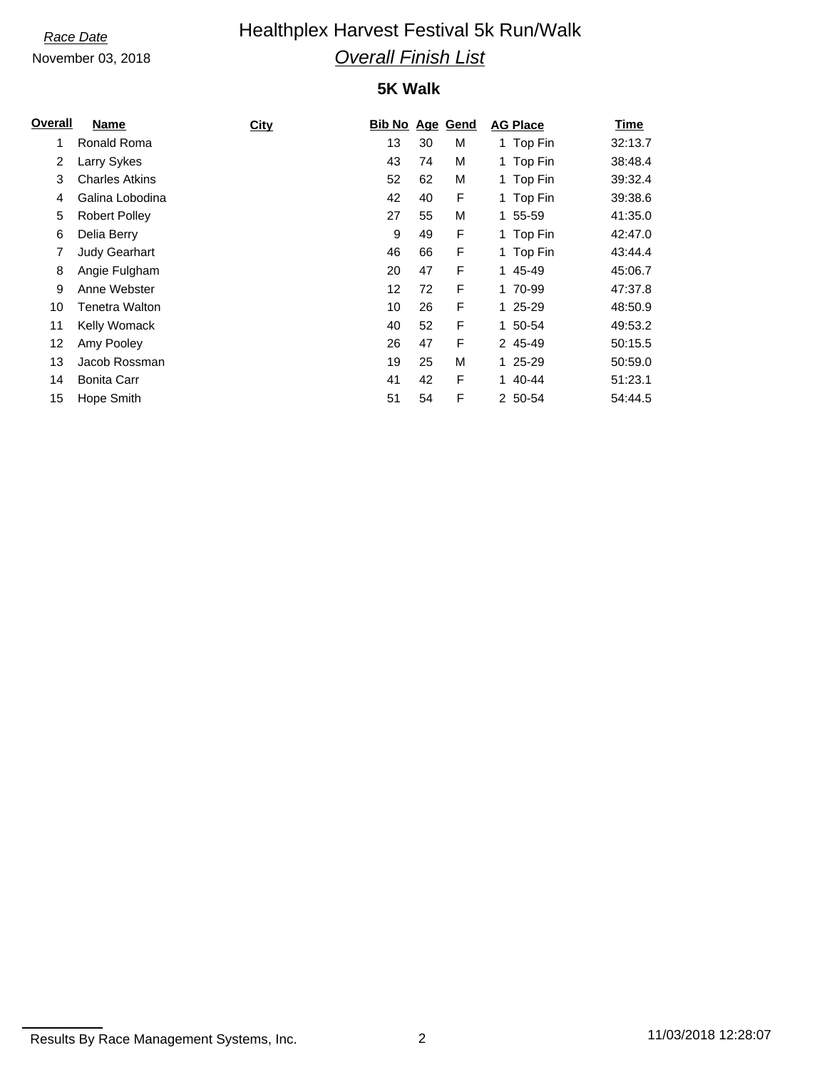*Race Date*

November 03, 2018

# Healthplex Harvest Festival 5k Run/Walk

## *Overall Finish List*

### 5K Walk

| Overall | Name | City | Bib No | Age | Gend | AG Place | Time |
|---|---|---|---|---|---|---|---|
| 1 | Ronald Roma | | 13 | 30 | M | 1 Top Fin | 32:13.7 |
| 2 | Larry Sykes | | 43 | 74 | M | 1 Top Fin | 38:48.4 |
| 3 | Charles Atkins | | 52 | 62 | M | 1 Top Fin | 39:32.4 |
| 4 | Galina Lobodina | | 42 | 40 | F | 1 Top Fin | 39:38.6 |
| 5 | Robert Polley | | 27 | 55 | M | 1 55-59 | 41:35.0 |
| 6 | Delia Berry | | 9 | 49 | F | 1 Top Fin | 42:47.0 |
| 7 | Judy Gearhart | | 46 | 66 | F | 1 Top Fin | 43:44.4 |
| 8 | Angie Fulgham | | 20 | 47 | F | 1 45-49 | 45:06.7 |
| 9 | Anne Webster | | 12 | 72 | F | 1 70-99 | 47:37.8 |
| 10 | Tenetra Walton | | 10 | 26 | F | 1 25-29 | 48:50.9 |
| 11 | Kelly Womack | | 40 | 52 | F | 1 50-54 | 49:53.2 |
| 12 | Amy Pooley | | 26 | 47 | F | 2 45-49 | 50:15.5 |
| 13 | Jacob Rossman | | 19 | 25 | M | 1 25-29 | 50:59.0 |
| 14 | Bonita Carr | | 41 | 42 | F | 1 40-44 | 51:23.1 |
| 15 | Hope Smith | | 51 | 54 | F | 2 50-54 | 54:44.5 |

Results By Race Management Systems, Inc. 11/03/2018 12:28:07